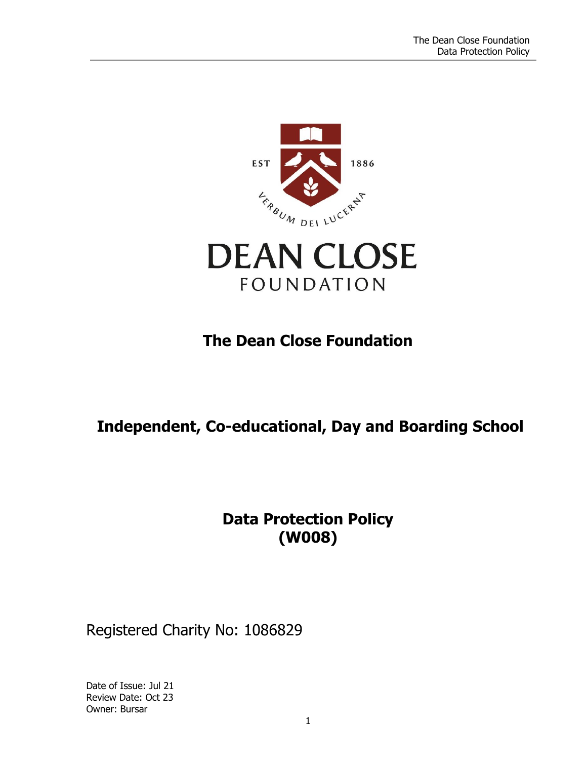# The Dean Close Foundation

## Independent, Co-educational, Day and Boarding School

## Data Protection Policy (W008)

Registered Charity No: 1086829

Date of Issue: Jul 21
Review Date: Oct 23
Owner: Bursar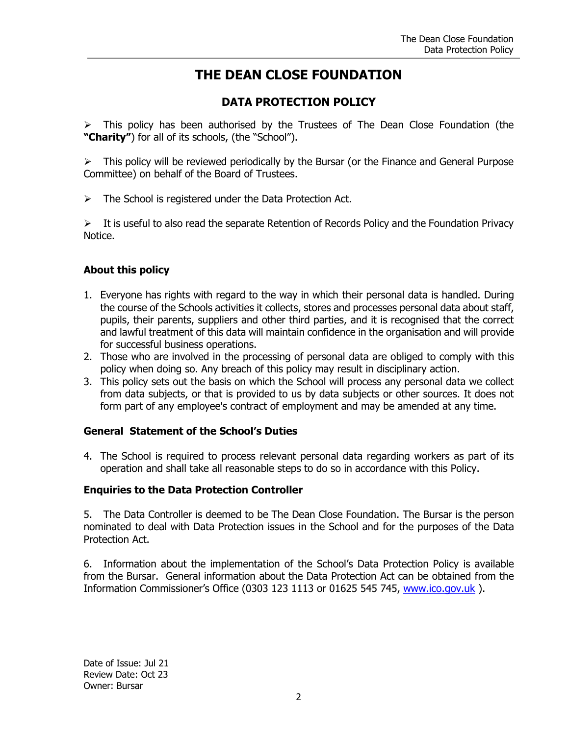# THE DEAN CLOSE FOUNDATION

## DATA PROTECTION POLICY

- This policy has been authorised by the Trustees of The Dean Close Foundation (the **"Charity"**) for all of its schools, (the "School").

- This policy will be reviewed periodically by the Bursar (or the Finance and General Purpose Committee) on behalf of the Board of Trustees.

- The School is registered under the Data Protection Act.

- It is useful to also read the separate Retention of Records Policy and the Foundation Privacy Notice.

### About this policy

1. Everyone has rights with regard to the way in which their personal data is handled. During the course of the Schools activities it collects, stores and processes personal data about staff, pupils, their parents, suppliers and other third parties, and it is recognised that the correct and lawful treatment of this data will maintain confidence in the organisation and will provide for successful business operations.
2. Those who are involved in the processing of personal data are obliged to comply with this policy when doing so. Any breach of this policy may result in disciplinary action.
3. This policy sets out the basis on which the School will process any personal data we collect from data subjects, or that is provided to us by data subjects or other sources. It does not form part of any employee's contract of employment and may be amended at any time.

### General Statement of the School's Duties

4. The School is required to process relevant personal data regarding workers as part of its operation and shall take all reasonable steps to do so in accordance with this Policy.

### Enquiries to the Data Protection Controller

5. The Data Controller is deemed to be The Dean Close Foundation. The Bursar is the person nominated to deal with Data Protection issues in the School and for the purposes of the Data Protection Act.

6. Information about the implementation of the School's Data Protection Policy is available from the Bursar. General information about the Data Protection Act can be obtained from the Information Commissioner's Office (0303 123 1113 or 01625 545 745, www.ico.gov.uk ).

Date of Issue: Jul 21
Review Date: Oct 23
Owner: Bursar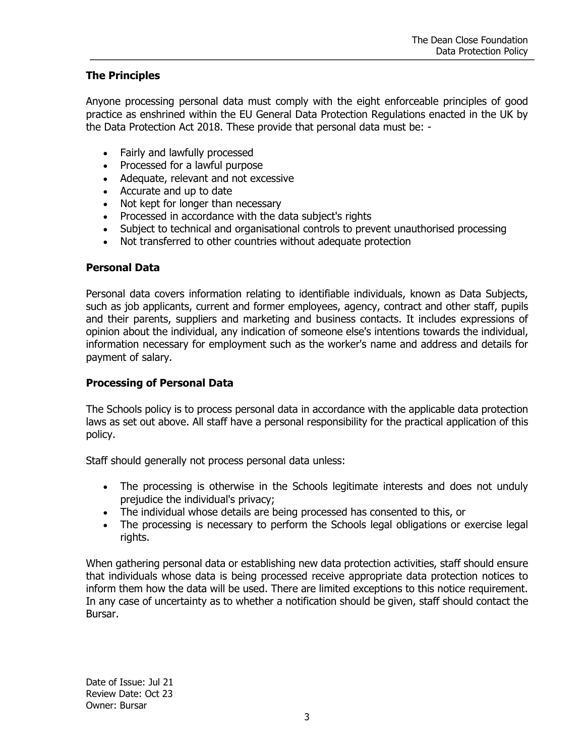## The Principles

Anyone processing personal data must comply with the eight enforceable principles of good practice as enshrined within the EU General Data Protection Regulations enacted in the UK by the Data Protection Act 2018. These provide that personal data must be: -

- Fairly and lawfully processed
- Processed for a lawful purpose
- Adequate, relevant and not excessive
- Accurate and up to date
- Not kept for longer than necessary
- Processed in accordance with the data subject's rights
- Subject to technical and organisational controls to prevent unauthorised processing
- Not transferred to other countries without adequate protection

## Personal Data

Personal data covers information relating to identifiable individuals, known as Data Subjects, such as job applicants, current and former employees, agency, contract and other staff, pupils and their parents, suppliers and marketing and business contacts. It includes expressions of opinion about the individual, any indication of someone else's intentions towards the individual, information necessary for employment such as the worker's name and address and details for payment of salary.

## Processing of Personal Data

The Schools policy is to process personal data in accordance with the applicable data protection laws as set out above. All staff have a personal responsibility for the practical application of this policy.

Staff should generally not process personal data unless:

- The processing is otherwise in the Schools legitimate interests and does not unduly prejudice the individual's privacy;
- The individual whose details are being processed has consented to this, or
- The processing is necessary to perform the Schools legal obligations or exercise legal rights.

When gathering personal data or establishing new data protection activities, staff should ensure that individuals whose data is being processed receive appropriate data protection notices to inform them how the data will be used. There are limited exceptions to this notice requirement. In any case of uncertainty as to whether a notification should be given, staff should contact the Bursar.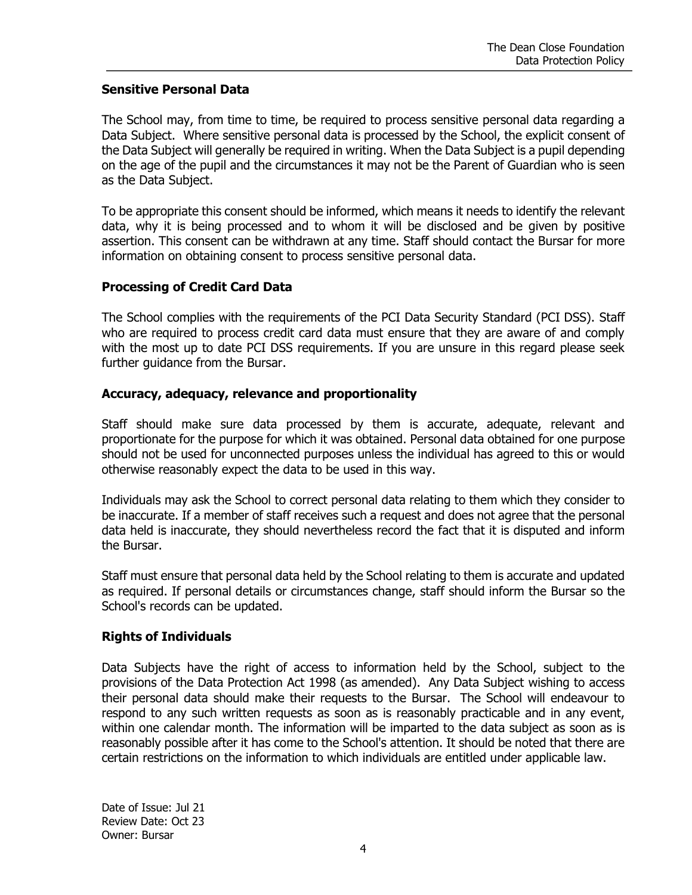### Sensitive Personal Data

The School may, from time to time, be required to process sensitive personal data regarding a Data Subject. Where sensitive personal data is processed by the School, the explicit consent of the Data Subject will generally be required in writing. When the Data Subject is a pupil depending on the age of the pupil and the circumstances it may not be the Parent of Guardian who is seen as the Data Subject.

To be appropriate this consent should be informed, which means it needs to identify the relevant data, why it is being processed and to whom it will be disclosed and be given by positive assertion. This consent can be withdrawn at any time. Staff should contact the Bursar for more information on obtaining consent to process sensitive personal data.

### Processing of Credit Card Data

The School complies with the requirements of the PCI Data Security Standard (PCI DSS). Staff who are required to process credit card data must ensure that they are aware of and comply with the most up to date PCI DSS requirements. If you are unsure in this regard please seek further guidance from the Bursar.

### Accuracy, adequacy, relevance and proportionality

Staff should make sure data processed by them is accurate, adequate, relevant and proportionate for the purpose for which it was obtained. Personal data obtained for one purpose should not be used for unconnected purposes unless the individual has agreed to this or would otherwise reasonably expect the data to be used in this way.

Individuals may ask the School to correct personal data relating to them which they consider to be inaccurate. If a member of staff receives such a request and does not agree that the personal data held is inaccurate, they should nevertheless record the fact that it is disputed and inform the Bursar.

Staff must ensure that personal data held by the School relating to them is accurate and updated as required. If personal details or circumstances change, staff should inform the Bursar so the School's records can be updated.

### Rights of Individuals

Data Subjects have the right of access to information held by the School, subject to the provisions of the Data Protection Act 1998 (as amended). Any Data Subject wishing to access their personal data should make their requests to the Bursar. The School will endeavour to respond to any such written requests as soon as is reasonably practicable and in any event, within one calendar month. The information will be imparted to the data subject as soon as is reasonably possible after it has come to the School's attention. It should be noted that there are certain restrictions on the information to which individuals are entitled under applicable law.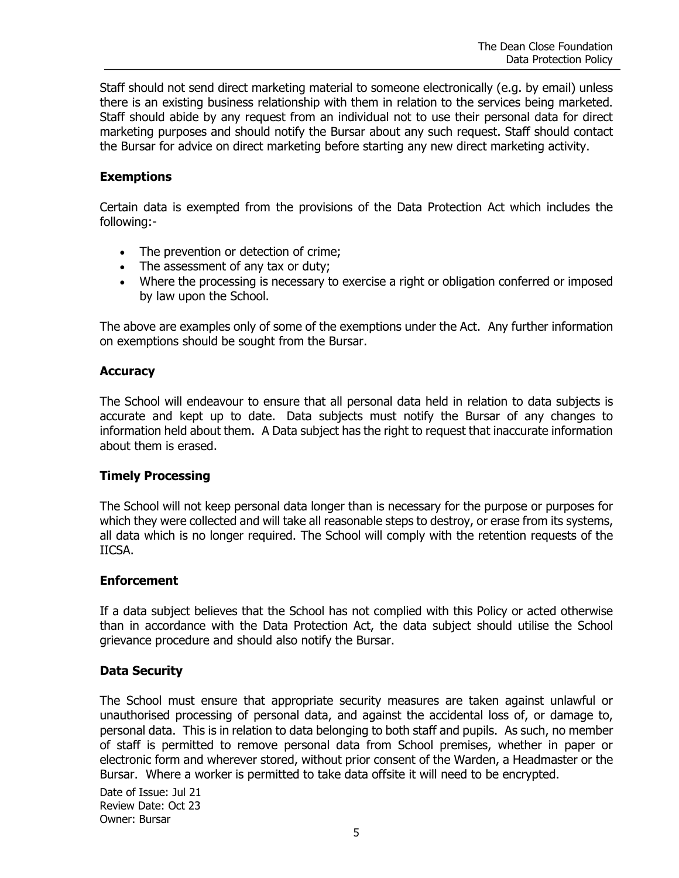Staff should not send direct marketing material to someone electronically (e.g. by email) unless there is an existing business relationship with them in relation to the services being marketed. Staff should abide by any request from an individual not to use their personal data for direct marketing purposes and should notify the Bursar about any such request. Staff should contact the Bursar for advice on direct marketing before starting any new direct marketing activity.

## Exemptions

Certain data is exempted from the provisions of the Data Protection Act which includes the following:-

- The prevention or detection of crime;
- The assessment of any tax or duty;
- Where the processing is necessary to exercise a right or obligation conferred or imposed by law upon the School.

The above are examples only of some of the exemptions under the Act. Any further information on exemptions should be sought from the Bursar.

## Accuracy

The School will endeavour to ensure that all personal data held in relation to data subjects is accurate and kept up to date. Data subjects must notify the Bursar of any changes to information held about them. A Data subject has the right to request that inaccurate information about them is erased.

## Timely Processing

The School will not keep personal data longer than is necessary for the purpose or purposes for which they were collected and will take all reasonable steps to destroy, or erase from its systems, all data which is no longer required. The School will comply with the retention requests of the IICSA.

## Enforcement

If a data subject believes that the School has not complied with this Policy or acted otherwise than in accordance with the Data Protection Act, the data subject should utilise the School grievance procedure and should also notify the Bursar.

## Data Security

The School must ensure that appropriate security measures are taken against unlawful or unauthorised processing of personal data, and against the accidental loss of, or damage to, personal data. This is in relation to data belonging to both staff and pupils. As such, no member of staff is permitted to remove personal data from School premises, whether in paper or electronic form and wherever stored, without prior consent of the Warden, a Headmaster or the Bursar. Where a worker is permitted to take data offsite it will need to be encrypted.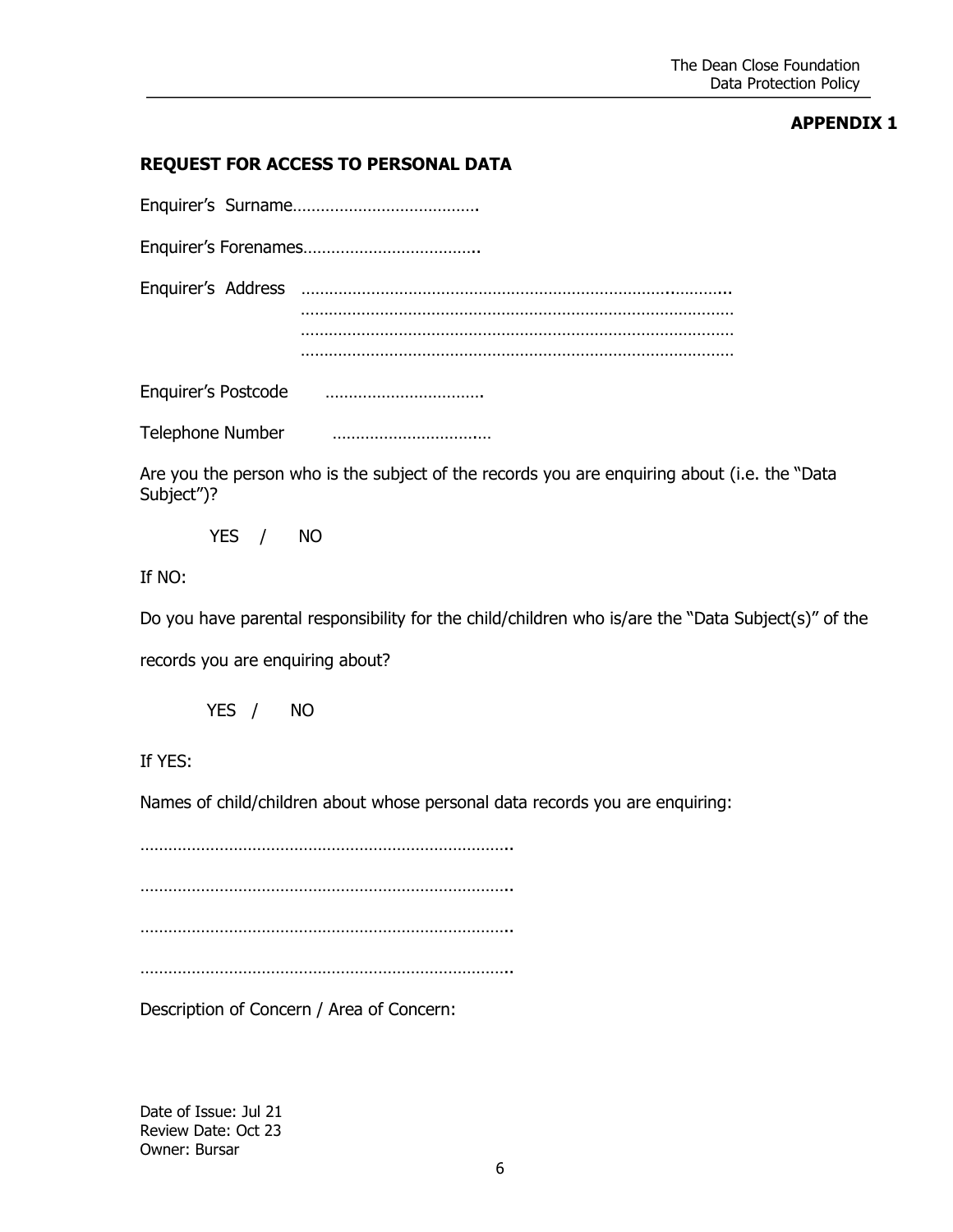**APPENDIX 1**

## REQUEST FOR ACCESS TO PERSONAL DATA

Enquirer's Surname………………………………….

Enquirer's Forenames………………………………..

Enquirer's Address ………………………………………………………………….………..
………………………………………………………………………………
………………………………………………………………………………
………………………………………………………………………………

Enquirer's Postcode …………………………….

Telephone Number ……………………………..

Are you the person who is the subject of the records you are enquiring about (i.e. the "Data Subject")?

YES / NO

If NO:

Do you have parental responsibility for the child/children who is/are the "Data Subject(s)" of the records you are enquiring about?

YES / NO

If YES:

Names of child/children about whose personal data records you are enquiring:

……………………………………………………………………..

……………………………………………………………………..

……………………………………………………………………..

……………………………………………………………………..

Description of Concern / Area of Concern:

Date of Issue: Jul 21
Review Date: Oct 23
Owner: Bursar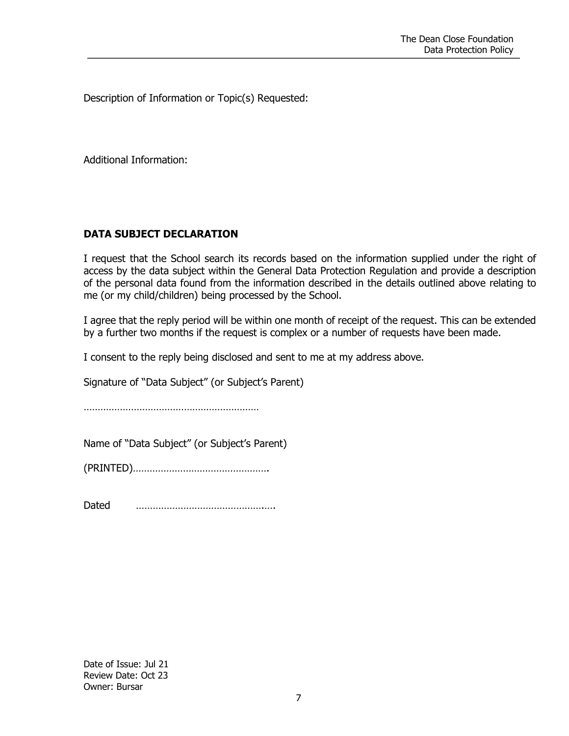Description of Information or Topic(s) Requested:

Additional Information:

**DATA SUBJECT DECLARATION**

I request that the School search its records based on the information supplied under the right of access by the data subject within the General Data Protection Regulation and provide a description of the personal data found from the information described in the details outlined above relating to me (or my child/children) being processed by the School.

I agree that the reply period will be within one month of receipt of the request. This can be extended by a further two months if the request is complex or a number of requests have been made.

I consent to the reply being disclosed and sent to me at my address above.

Signature of "Data Subject" (or Subject's Parent)

………………………………………………………

Name of "Data Subject" (or Subject's Parent)

(PRINTED)………………………………………….

Dated ………………………………………….

Date of Issue: Jul 21
Review Date: Oct 23
Owner: Bursar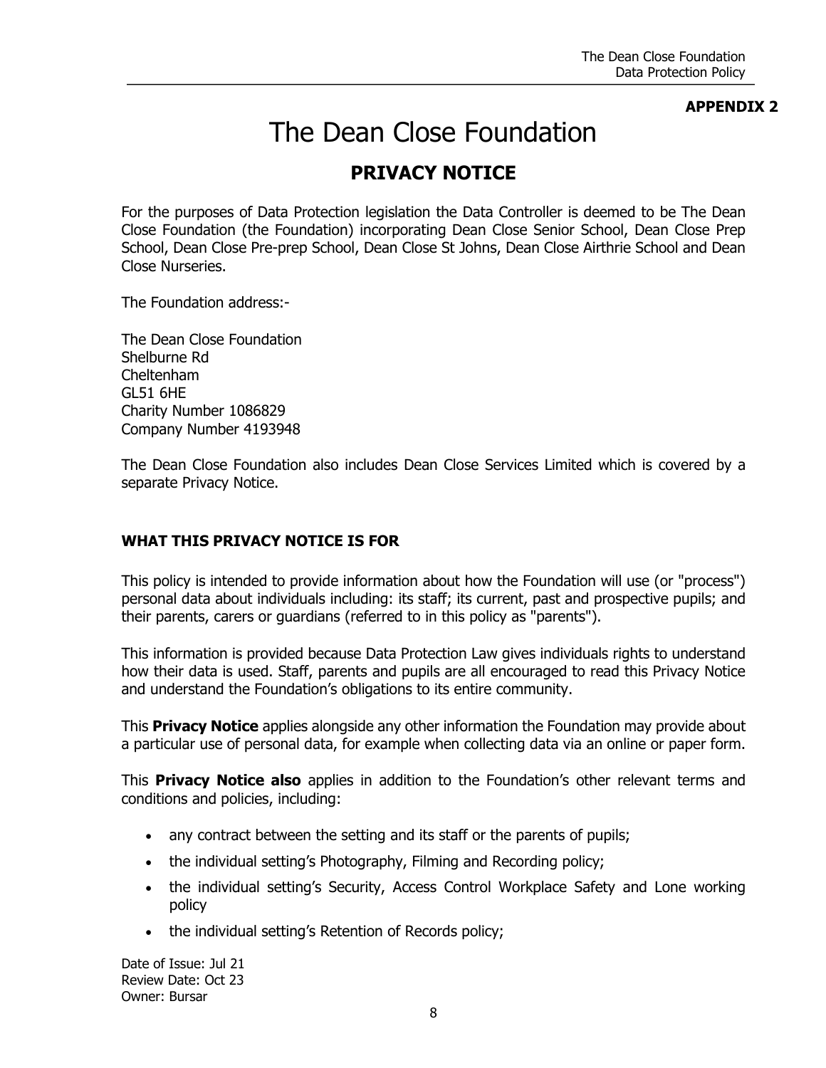**APPENDIX 2**

# The Dean Close Foundation

## PRIVACY NOTICE

For the purposes of Data Protection legislation the Data Controller is deemed to be The Dean Close Foundation (the Foundation) incorporating Dean Close Senior School, Dean Close Prep School, Dean Close Pre-prep School, Dean Close St Johns, Dean Close Airthrie School and Dean Close Nurseries.

The Foundation address:-

The Dean Close Foundation
Shelburne Rd
Cheltenham
GL51 6HE
Charity Number 1086829
Company Number 4193948

The Dean Close Foundation also includes Dean Close Services Limited which is covered by a separate Privacy Notice.

### WHAT THIS PRIVACY NOTICE IS FOR

This policy is intended to provide information about how the Foundation will use (or "process") personal data about individuals including: its staff; its current, past and prospective pupils; and their parents, carers or guardians (referred to in this policy as "parents").

This information is provided because Data Protection Law gives individuals rights to understand how their data is used. Staff, parents and pupils are all encouraged to read this Privacy Notice and understand the Foundation's obligations to its entire community.

This **Privacy Notice** applies alongside any other information the Foundation may provide about a particular use of personal data, for example when collecting data via an online or paper form.

This **Privacy Notice also** applies in addition to the Foundation's other relevant terms and conditions and policies, including:

- any contract between the setting and its staff or the parents of pupils;
- the individual setting's Photography, Filming and Recording policy;
- the individual setting's Security, Access Control Workplace Safety and Lone working policy
- the individual setting's Retention of Records policy;

Date of Issue: Jul 21
Review Date: Oct 23
Owner: Bursar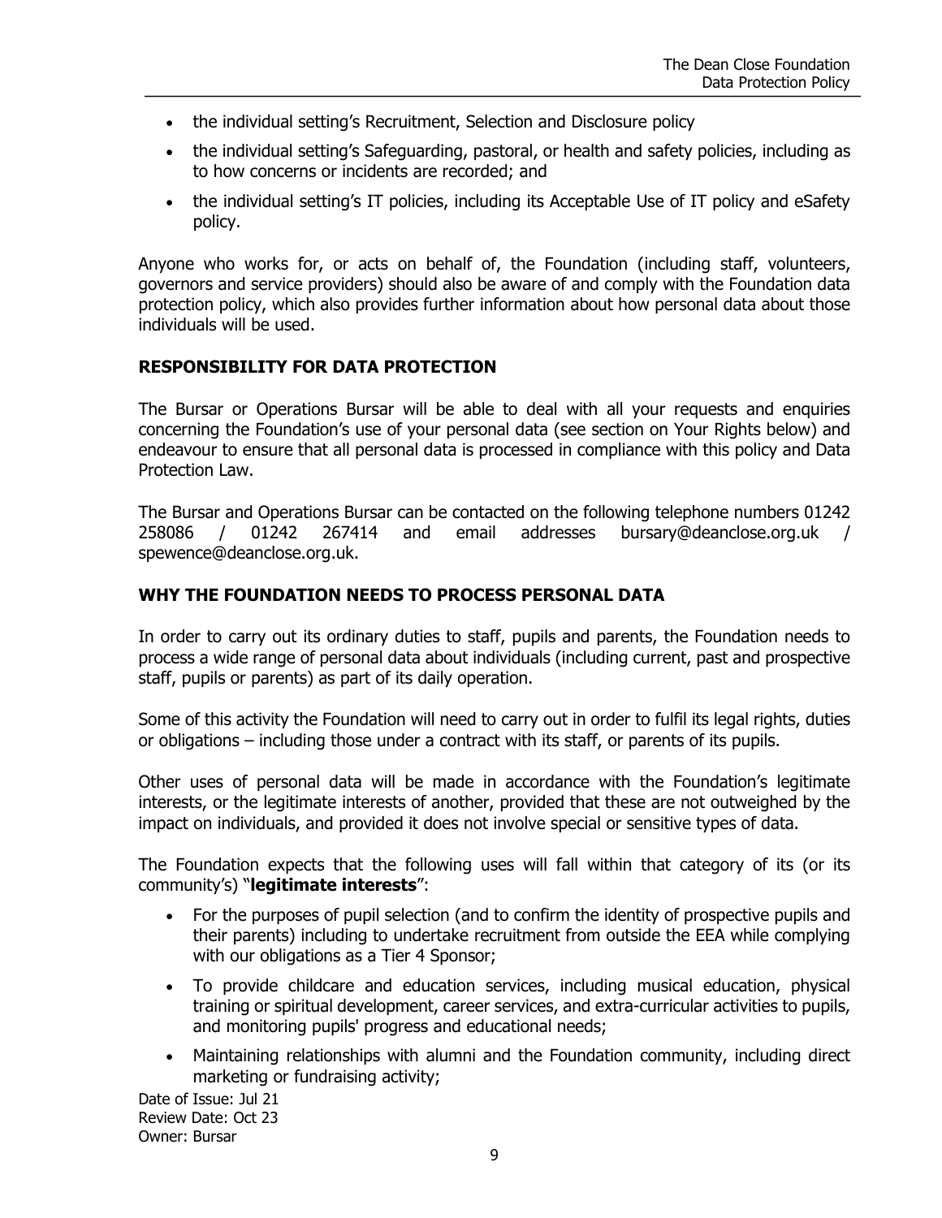- the individual setting's Recruitment, Selection and Disclosure policy
- the individual setting's Safeguarding, pastoral, or health and safety policies, including as to how concerns or incidents are recorded; and
- the individual setting's IT policies, including its Acceptable Use of IT policy and eSafety policy.

Anyone who works for, or acts on behalf of, the Foundation (including staff, volunteers, governors and service providers) should also be aware of and comply with the Foundation data protection policy, which also provides further information about how personal data about those individuals will be used.

## RESPONSIBILITY FOR DATA PROTECTION

The Bursar or Operations Bursar will be able to deal with all your requests and enquiries concerning the Foundation's use of your personal data (see section on Your Rights below) and endeavour to ensure that all personal data is processed in compliance with this policy and Data Protection Law.

The Bursar and Operations Bursar can be contacted on the following telephone numbers 01242 258086 / 01242 267414 and email addresses bursary@deanclose.org.uk / spewence@deanclose.org.uk.

## WHY THE FOUNDATION NEEDS TO PROCESS PERSONAL DATA

In order to carry out its ordinary duties to staff, pupils and parents, the Foundation needs to process a wide range of personal data about individuals (including current, past and prospective staff, pupils or parents) as part of its daily operation.

Some of this activity the Foundation will need to carry out in order to fulfil its legal rights, duties or obligations – including those under a contract with its staff, or parents of its pupils.

Other uses of personal data will be made in accordance with the Foundation's legitimate interests, or the legitimate interests of another, provided that these are not outweighed by the impact on individuals, and provided it does not involve special or sensitive types of data.

The Foundation expects that the following uses will fall within that category of its (or its community's) "**legitimate interests**":

- For the purposes of pupil selection (and to confirm the identity of prospective pupils and their parents) including to undertake recruitment from outside the EEA while complying with our obligations as a Tier 4 Sponsor;
- To provide childcare and education services, including musical education, physical training or spiritual development, career services, and extra-curricular activities to pupils, and monitoring pupils' progress and educational needs;
- Maintaining relationships with alumni and the Foundation community, including direct marketing or fundraising activity;

Date of Issue: Jul 21
Review Date: Oct 23
Owner: Bursar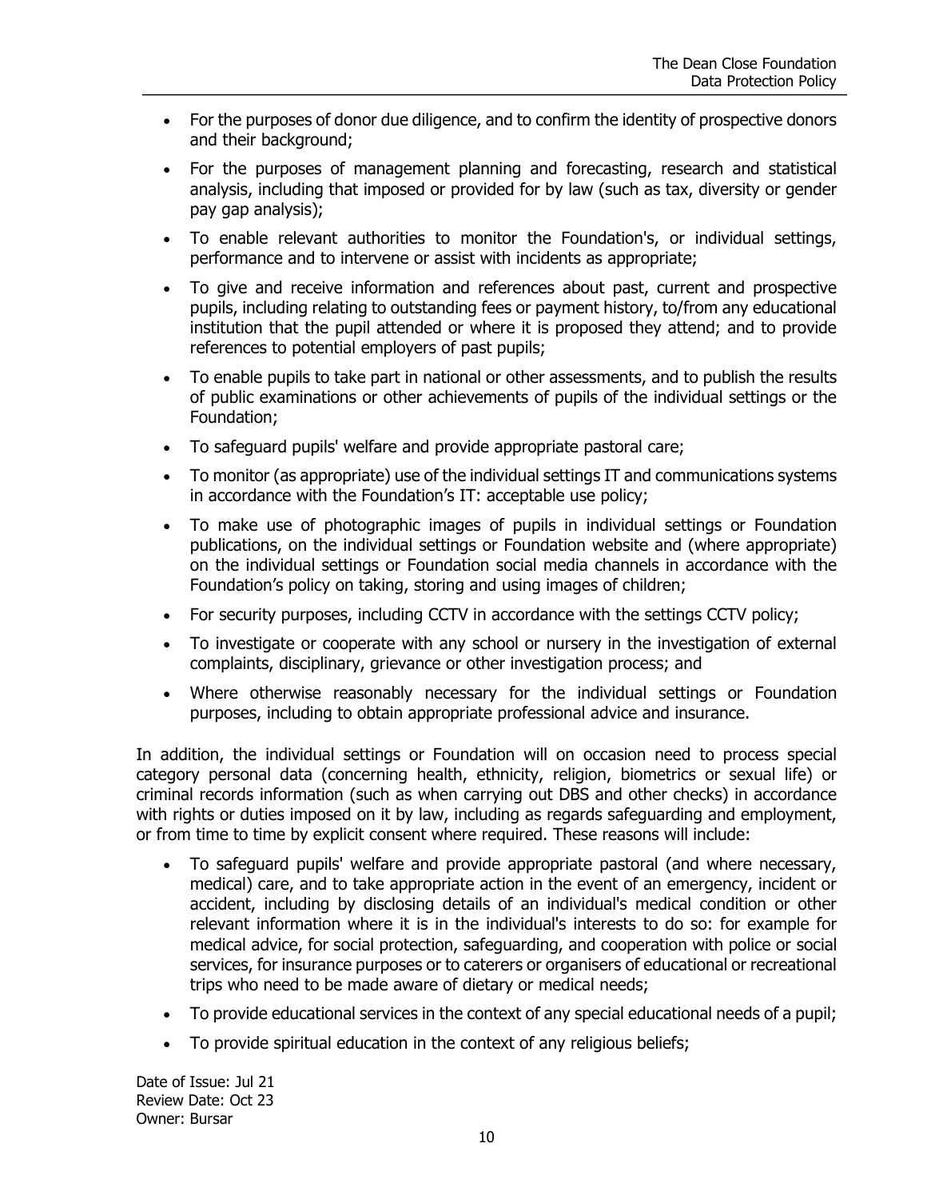- For the purposes of donor due diligence, and to confirm the identity of prospective donors and their background;
- For the purposes of management planning and forecasting, research and statistical analysis, including that imposed or provided for by law (such as tax, diversity or gender pay gap analysis);
- To enable relevant authorities to monitor the Foundation's, or individual settings, performance and to intervene or assist with incidents as appropriate;
- To give and receive information and references about past, current and prospective pupils, including relating to outstanding fees or payment history, to/from any educational institution that the pupil attended or where it is proposed they attend; and to provide references to potential employers of past pupils;
- To enable pupils to take part in national or other assessments, and to publish the results of public examinations or other achievements of pupils of the individual settings or the Foundation;
- To safeguard pupils' welfare and provide appropriate pastoral care;
- To monitor (as appropriate) use of the individual settings IT and communications systems in accordance with the Foundation's IT: acceptable use policy;
- To make use of photographic images of pupils in individual settings or Foundation publications, on the individual settings or Foundation website and (where appropriate) on the individual settings or Foundation social media channels in accordance with the Foundation's policy on taking, storing and using images of children;
- For security purposes, including CCTV in accordance with the settings CCTV policy;
- To investigate or cooperate with any school or nursery in the investigation of external complaints, disciplinary, grievance or other investigation process; and
- Where otherwise reasonably necessary for the individual settings or Foundation purposes, including to obtain appropriate professional advice and insurance.

In addition, the individual settings or Foundation will on occasion need to process special category personal data (concerning health, ethnicity, religion, biometrics or sexual life) or criminal records information (such as when carrying out DBS and other checks) in accordance with rights or duties imposed on it by law, including as regards safeguarding and employment, or from time to time by explicit consent where required. These reasons will include:

- To safeguard pupils' welfare and provide appropriate pastoral (and where necessary, medical) care, and to take appropriate action in the event of an emergency, incident or accident, including by disclosing details of an individual's medical condition or other relevant information where it is in the individual's interests to do so: for example for medical advice, for social protection, safeguarding, and cooperation with police or social services, for insurance purposes or to caterers or organisers of educational or recreational trips who need to be made aware of dietary or medical needs;
- To provide educational services in the context of any special educational needs of a pupil;
- To provide spiritual education in the context of any religious beliefs;

Date of Issue: Jul 21
Review Date: Oct 23
Owner: Bursar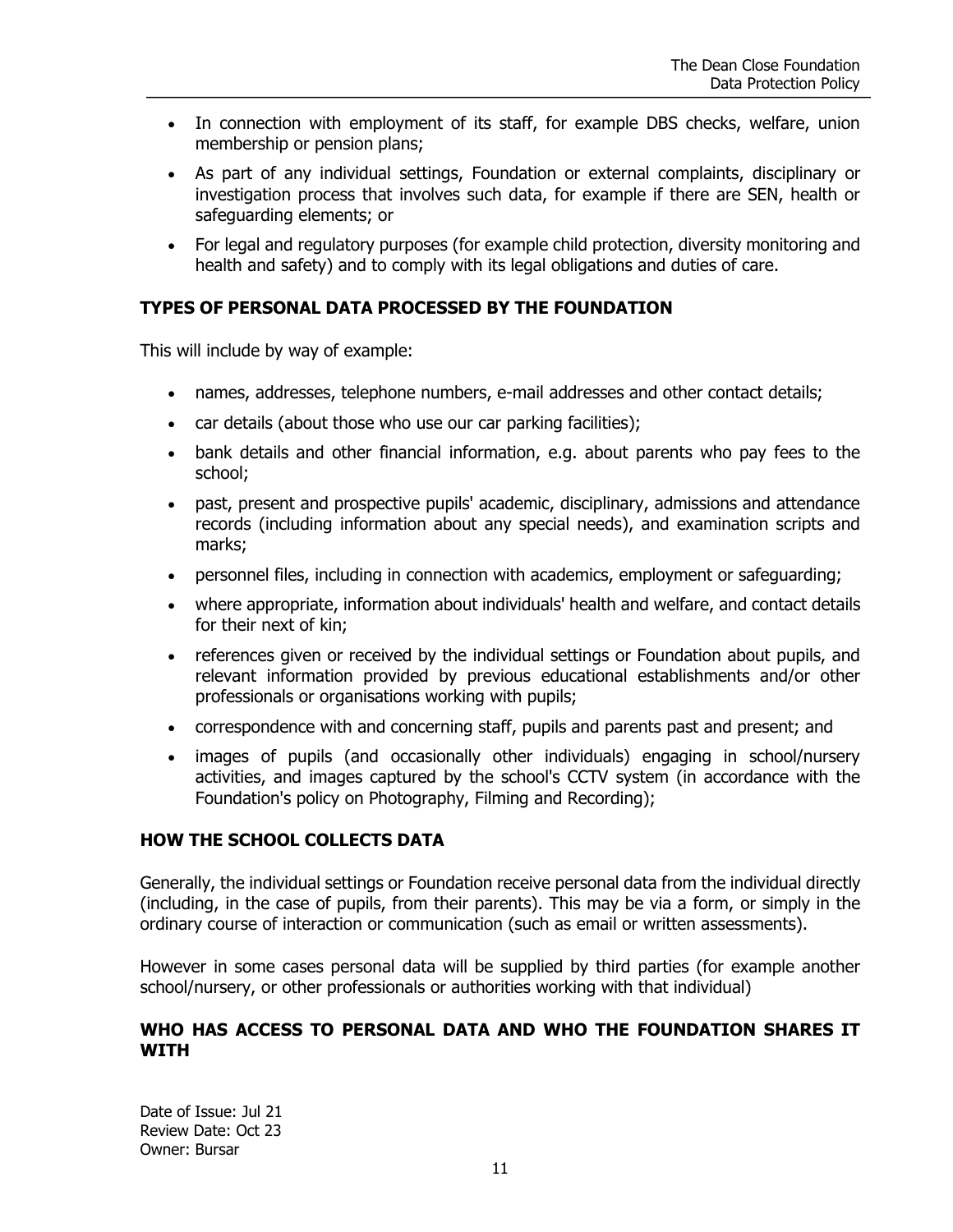- In connection with employment of its staff, for example DBS checks, welfare, union membership or pension plans;
- As part of any individual settings, Foundation or external complaints, disciplinary or investigation process that involves such data, for example if there are SEN, health or safeguarding elements; or
- For legal and regulatory purposes (for example child protection, diversity monitoring and health and safety) and to comply with its legal obligations and duties of care.

## TYPES OF PERSONAL DATA PROCESSED BY THE FOUNDATION

This will include by way of example:

- names, addresses, telephone numbers, e-mail addresses and other contact details;
- car details (about those who use our car parking facilities);
- bank details and other financial information, e.g. about parents who pay fees to the school;
- past, present and prospective pupils' academic, disciplinary, admissions and attendance records (including information about any special needs), and examination scripts and marks;
- personnel files, including in connection with academics, employment or safeguarding;
- where appropriate, information about individuals' health and welfare, and contact details for their next of kin;
- references given or received by the individual settings or Foundation about pupils, and relevant information provided by previous educational establishments and/or other professionals or organisations working with pupils;
- correspondence with and concerning staff, pupils and parents past and present; and
- images of pupils (and occasionally other individuals) engaging in school/nursery activities, and images captured by the school's CCTV system (in accordance with the Foundation's policy on Photography, Filming and Recording);

## HOW THE SCHOOL COLLECTS DATA

Generally, the individual settings or Foundation receive personal data from the individual directly (including, in the case of pupils, from their parents). This may be via a form, or simply in the ordinary course of interaction or communication (such as email or written assessments).

However in some cases personal data will be supplied by third parties (for example another school/nursery, or other professionals or authorities working with that individual)

## WHO HAS ACCESS TO PERSONAL DATA AND WHO THE FOUNDATION SHARES IT WITH

Date of Issue: Jul 21
Review Date: Oct 23
Owner: Bursar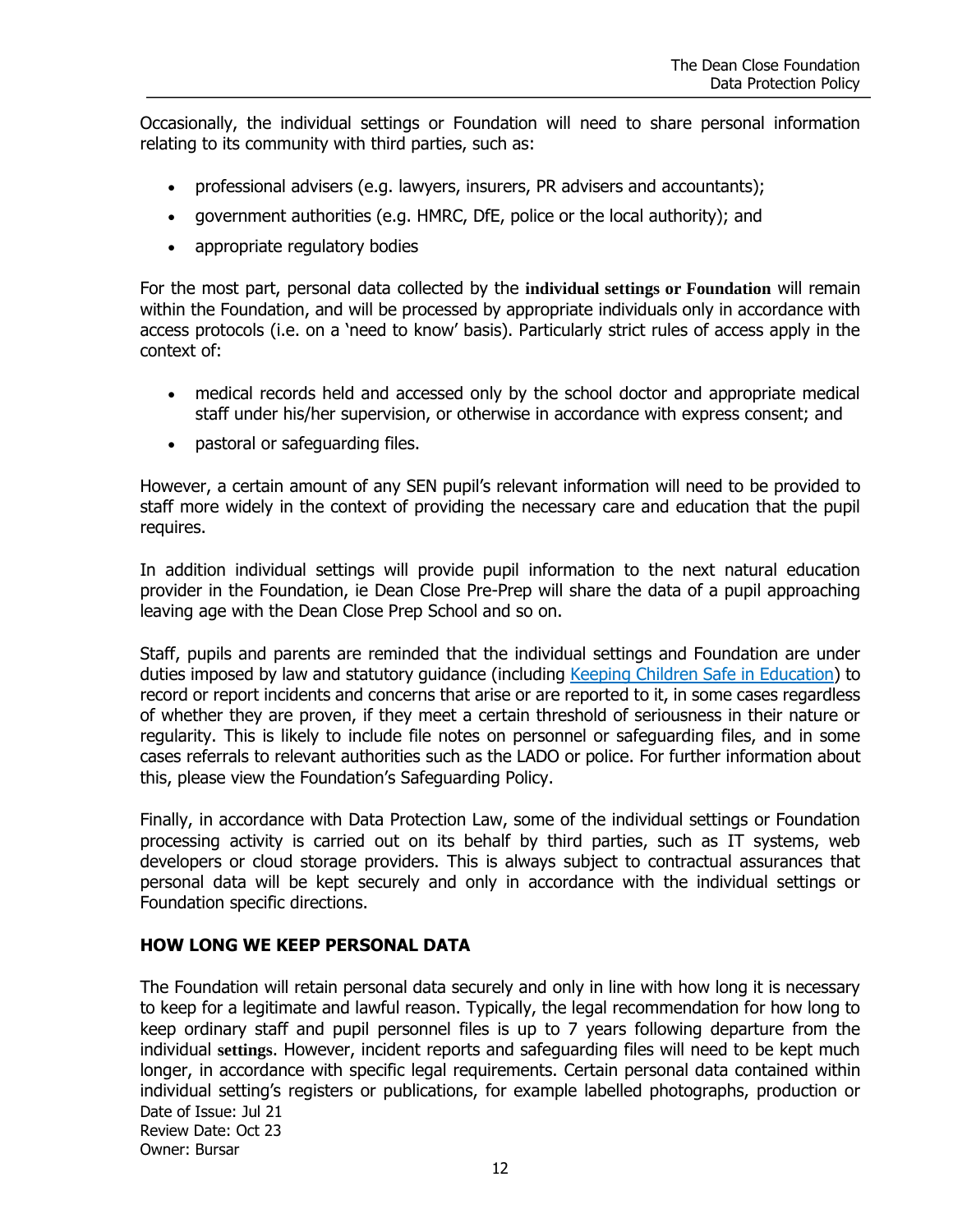Occasionally, the individual settings or Foundation will need to share personal information relating to its community with third parties, such as:

- professional advisers (e.g. lawyers, insurers, PR advisers and accountants);
- government authorities (e.g. HMRC, DfE, police or the local authority); and
- appropriate regulatory bodies

For the most part, personal data collected by the **individual settings or Foundation** will remain within the Foundation, and will be processed by appropriate individuals only in accordance with access protocols (i.e. on a 'need to know' basis). Particularly strict rules of access apply in the context of:

- medical records held and accessed only by the school doctor and appropriate medical staff under his/her supervision, or otherwise in accordance with express consent; and
- pastoral or safeguarding files.

However, a certain amount of any SEN pupil's relevant information will need to be provided to staff more widely in the context of providing the necessary care and education that the pupil requires.

In addition individual settings will provide pupil information to the next natural education provider in the Foundation, ie Dean Close Pre-Prep will share the data of a pupil approaching leaving age with the Dean Close Prep School and so on.

Staff, pupils and parents are reminded that the individual settings and Foundation are under duties imposed by law and statutory guidance (including Keeping Children Safe in Education) to record or report incidents and concerns that arise or are reported to it, in some cases regardless of whether they are proven, if they meet a certain threshold of seriousness in their nature or regularity. This is likely to include file notes on personnel or safeguarding files, and in some cases referrals to relevant authorities such as the LADO or police. For further information about this, please view the Foundation's Safeguarding Policy.

Finally, in accordance with Data Protection Law, some of the individual settings or Foundation processing activity is carried out on its behalf by third parties, such as IT systems, web developers or cloud storage providers. This is always subject to contractual assurances that personal data will be kept securely and only in accordance with the individual settings or Foundation specific directions.

## HOW LONG WE KEEP PERSONAL DATA

The Foundation will retain personal data securely and only in line with how long it is necessary to keep for a legitimate and lawful reason. Typically, the legal recommendation for how long to keep ordinary staff and pupil personnel files is up to 7 years following departure from the individual **settings**. However, incident reports and safeguarding files will need to be kept much longer, in accordance with specific legal requirements. Certain personal data contained within individual setting's registers or publications, for example labelled photographs, production or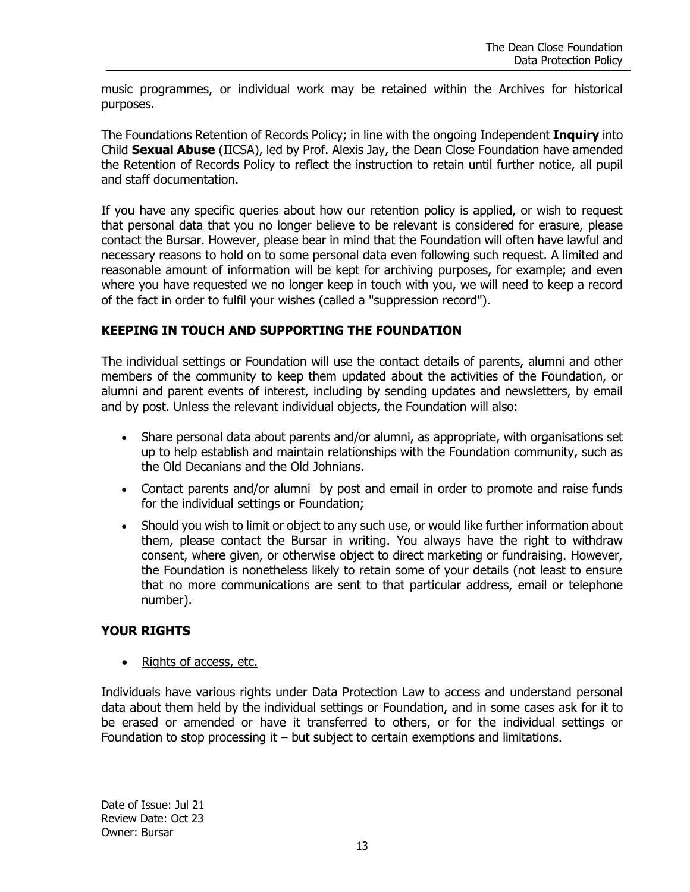music programmes, or individual work may be retained within the Archives for historical purposes.

The Foundations Retention of Records Policy; in line with the ongoing Independent **Inquiry** into Child **Sexual Abuse** (IICSA), led by Prof. Alexis Jay, the Dean Close Foundation have amended the Retention of Records Policy to reflect the instruction to retain until further notice, all pupil and staff documentation.

If you have any specific queries about how our retention policy is applied, or wish to request that personal data that you no longer believe to be relevant is considered for erasure, please contact the Bursar. However, please bear in mind that the Foundation will often have lawful and necessary reasons to hold on to some personal data even following such request. A limited and reasonable amount of information will be kept for archiving purposes, for example; and even where you have requested we no longer keep in touch with you, we will need to keep a record of the fact in order to fulfil your wishes (called a "suppression record").

## KEEPING IN TOUCH AND SUPPORTING THE FOUNDATION

The individual settings or Foundation will use the contact details of parents, alumni and other members of the community to keep them updated about the activities of the Foundation, or alumni and parent events of interest, including by sending updates and newsletters, by email and by post. Unless the relevant individual objects, the Foundation will also:

- Share personal data about parents and/or alumni, as appropriate, with organisations set up to help establish and maintain relationships with the Foundation community, such as the Old Decanians and the Old Johnians.
- Contact parents and/or alumni by post and email in order to promote and raise funds for the individual settings or Foundation;
- Should you wish to limit or object to any such use, or would like further information about them, please contact the Bursar in writing. You always have the right to withdraw consent, where given, or otherwise object to direct marketing or fundraising. However, the Foundation is nonetheless likely to retain some of your details (not least to ensure that no more communications are sent to that particular address, email or telephone number).

## YOUR RIGHTS

- Rights of access, etc.

Individuals have various rights under Data Protection Law to access and understand personal data about them held by the individual settings or Foundation, and in some cases ask for it to be erased or amended or have it transferred to others, or for the individual settings or Foundation to stop processing it – but subject to certain exemptions and limitations.

Date of Issue: Jul 21
Review Date: Oct 23
Owner: Bursar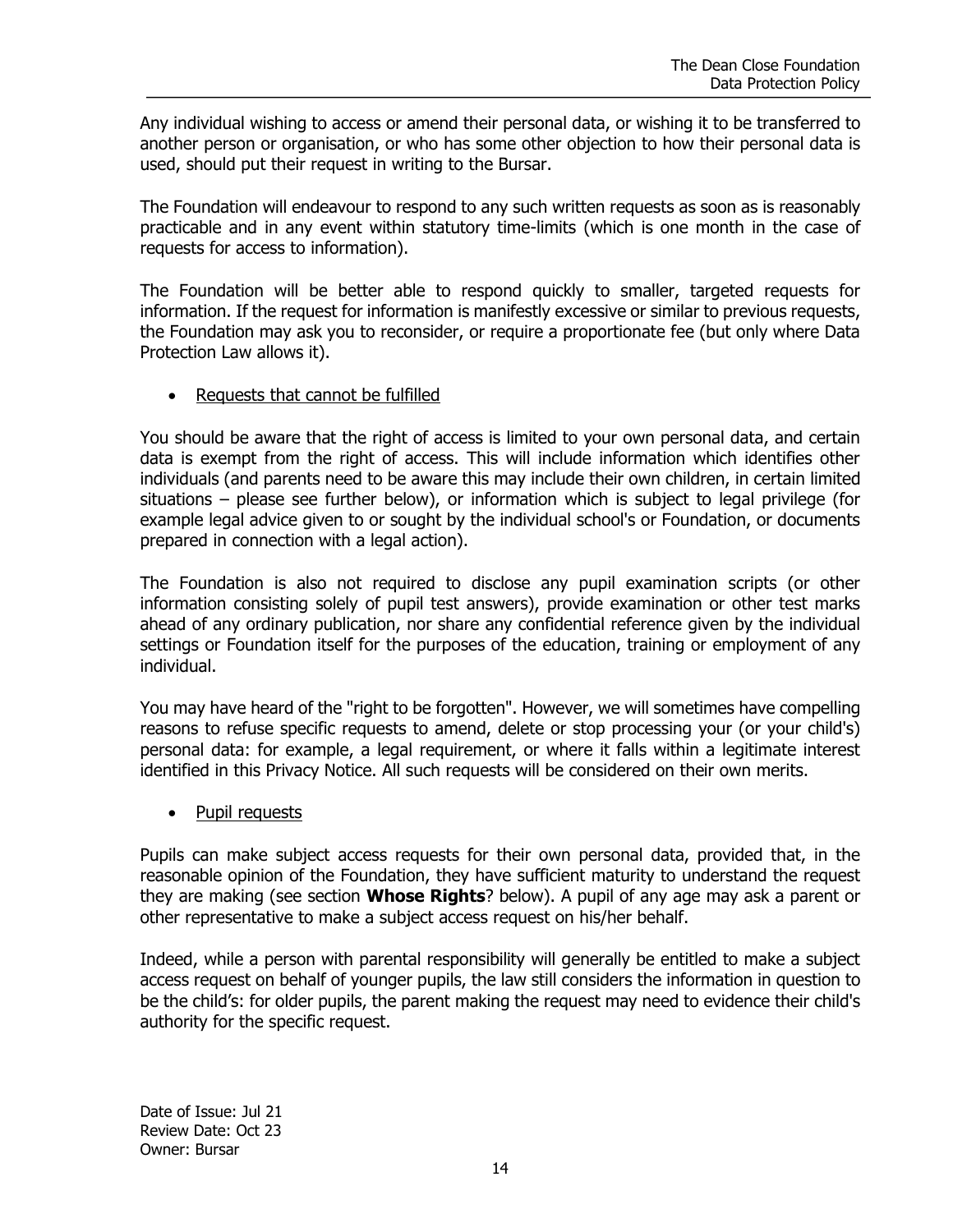Any individual wishing to access or amend their personal data, or wishing it to be transferred to another person or organisation, or who has some other objection to how their personal data is used, should put their request in writing to the Bursar.

The Foundation will endeavour to respond to any such written requests as soon as is reasonably practicable and in any event within statutory time-limits (which is one month in the case of requests for access to information).

The Foundation will be better able to respond quickly to smaller, targeted requests for information. If the request for information is manifestly excessive or similar to previous requests, the Foundation may ask you to reconsider, or require a proportionate fee (but only where Data Protection Law allows it).

- Requests that cannot be fulfilled

You should be aware that the right of access is limited to your own personal data, and certain data is exempt from the right of access. This will include information which identifies other individuals (and parents need to be aware this may include their own children, in certain limited situations – please see further below), or information which is subject to legal privilege (for example legal advice given to or sought by the individual school's or Foundation, or documents prepared in connection with a legal action).

The Foundation is also not required to disclose any pupil examination scripts (or other information consisting solely of pupil test answers), provide examination or other test marks ahead of any ordinary publication, nor share any confidential reference given by the individual settings or Foundation itself for the purposes of the education, training or employment of any individual.

You may have heard of the "right to be forgotten". However, we will sometimes have compelling reasons to refuse specific requests to amend, delete or stop processing your (or your child's) personal data: for example, a legal requirement, or where it falls within a legitimate interest identified in this Privacy Notice. All such requests will be considered on their own merits.

- Pupil requests

Pupils can make subject access requests for their own personal data, provided that, in the reasonable opinion of the Foundation, they have sufficient maturity to understand the request they are making (see section **Whose Rights**? below). A pupil of any age may ask a parent or other representative to make a subject access request on his/her behalf.

Indeed, while a person with parental responsibility will generally be entitled to make a subject access request on behalf of younger pupils, the law still considers the information in question to be the child's: for older pupils, the parent making the request may need to evidence their child's authority for the specific request.

Date of Issue: Jul 21
Review Date: Oct 23
Owner: Bursar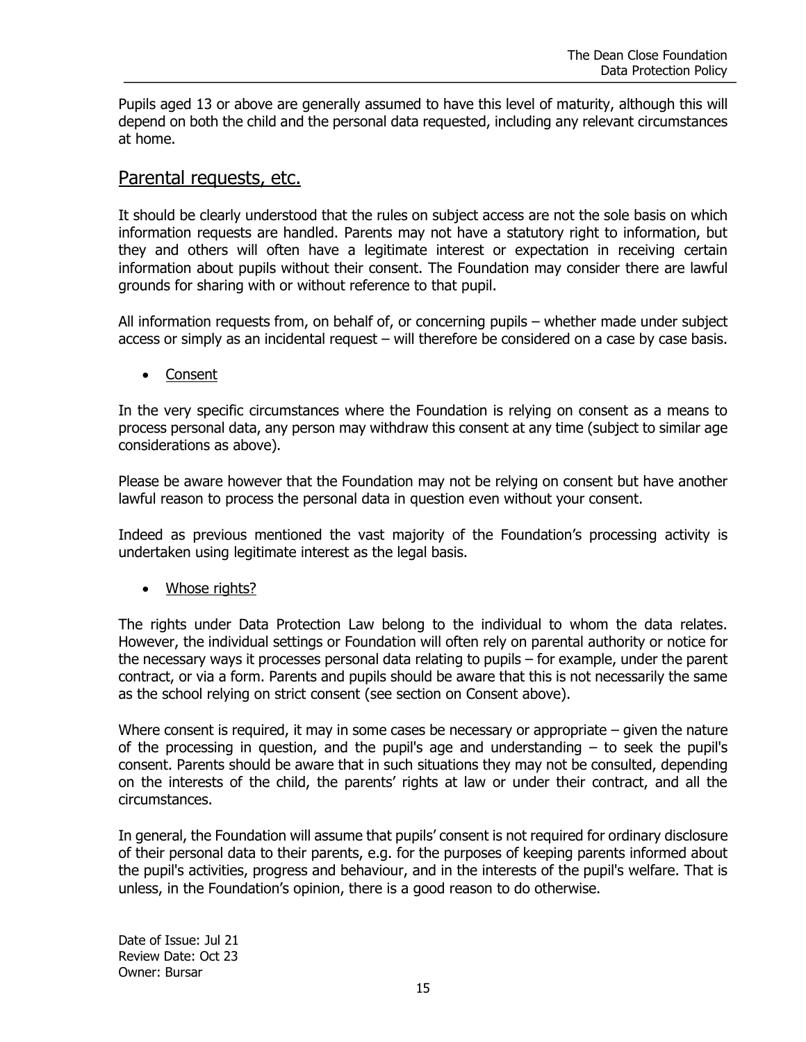Pupils aged 13 or above are generally assumed to have this level of maturity, although this will depend on both the child and the personal data requested, including any relevant circumstances at home.

## Parental requests, etc.

It should be clearly understood that the rules on subject access are not the sole basis on which information requests are handled. Parents may not have a statutory right to information, but they and others will often have a legitimate interest or expectation in receiving certain information about pupils without their consent. The Foundation may consider there are lawful grounds for sharing with or without reference to that pupil.

All information requests from, on behalf of, or concerning pupils – whether made under subject access or simply as an incidental request – will therefore be considered on a case by case basis.

- Consent

In the very specific circumstances where the Foundation is relying on consent as a means to process personal data, any person may withdraw this consent at any time (subject to similar age considerations as above).

Please be aware however that the Foundation may not be relying on consent but have another lawful reason to process the personal data in question even without your consent.

Indeed as previous mentioned the vast majority of the Foundation's processing activity is undertaken using legitimate interest as the legal basis.

- Whose rights?

The rights under Data Protection Law belong to the individual to whom the data relates. However, the individual settings or Foundation will often rely on parental authority or notice for the necessary ways it processes personal data relating to pupils – for example, under the parent contract, or via a form. Parents and pupils should be aware that this is not necessarily the same as the school relying on strict consent (see section on Consent above).

Where consent is required, it may in some cases be necessary or appropriate – given the nature of the processing in question, and the pupil's age and understanding – to seek the pupil's consent. Parents should be aware that in such situations they may not be consulted, depending on the interests of the child, the parents' rights at law or under their contract, and all the circumstances.

In general, the Foundation will assume that pupils' consent is not required for ordinary disclosure of their personal data to their parents, e.g. for the purposes of keeping parents informed about the pupil's activities, progress and behaviour, and in the interests of the pupil's welfare. That is unless, in the Foundation's opinion, there is a good reason to do otherwise.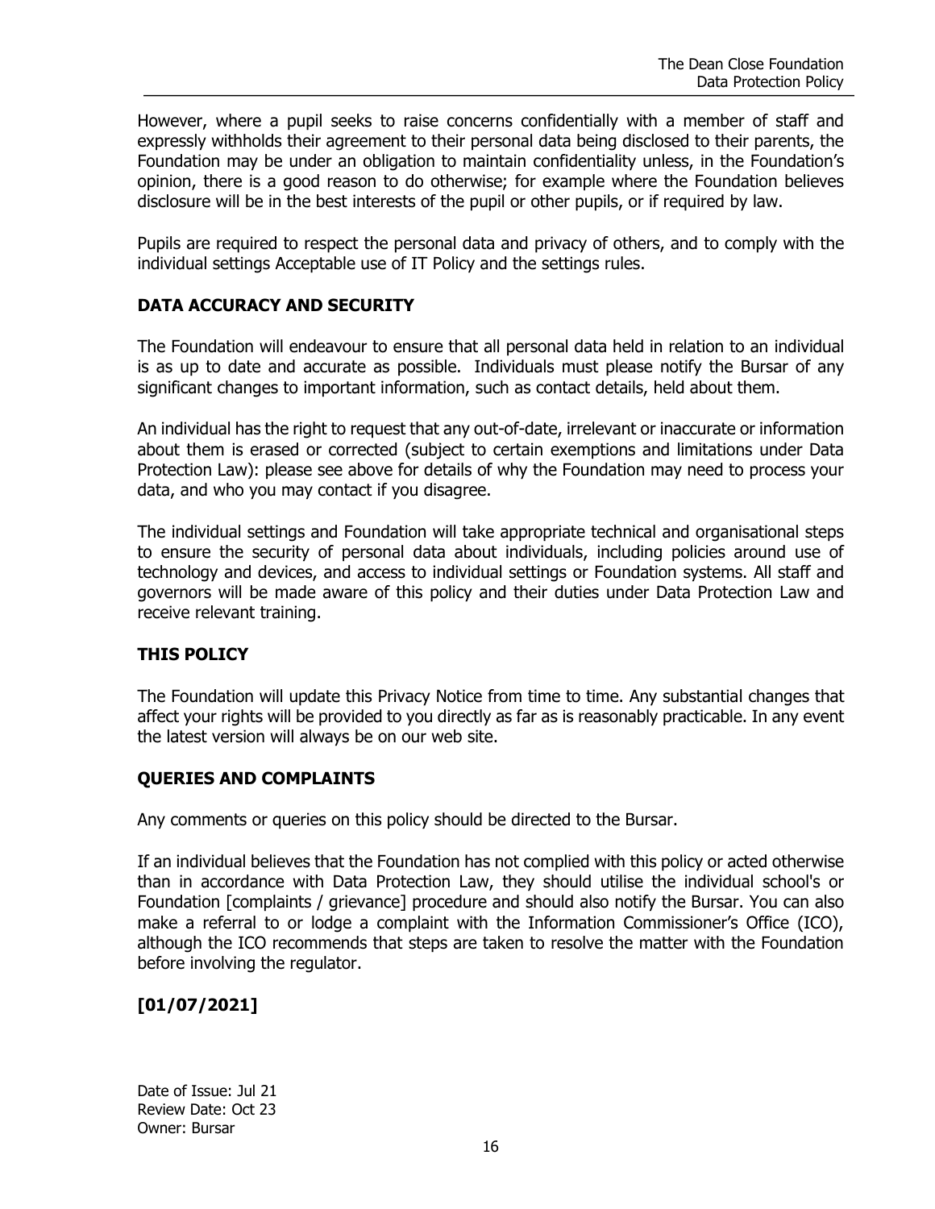However, where a pupil seeks to raise concerns confidentially with a member of staff and expressly withholds their agreement to their personal data being disclosed to their parents, the Foundation may be under an obligation to maintain confidentiality unless, in the Foundation's opinion, there is a good reason to do otherwise; for example where the Foundation believes disclosure will be in the best interests of the pupil or other pupils, or if required by law.

Pupils are required to respect the personal data and privacy of others, and to comply with the individual settings Acceptable use of IT Policy and the settings rules.

## DATA ACCURACY AND SECURITY

The Foundation will endeavour to ensure that all personal data held in relation to an individual is as up to date and accurate as possible. Individuals must please notify the Bursar of any significant changes to important information, such as contact details, held about them.

An individual has the right to request that any out-of-date, irrelevant or inaccurate or information about them is erased or corrected (subject to certain exemptions and limitations under Data Protection Law): please see above for details of why the Foundation may need to process your data, and who you may contact if you disagree.

The individual settings and Foundation will take appropriate technical and organisational steps to ensure the security of personal data about individuals, including policies around use of technology and devices, and access to individual settings or Foundation systems. All staff and governors will be made aware of this policy and their duties under Data Protection Law and receive relevant training.

## THIS POLICY

The Foundation will update this Privacy Notice from time to time. Any substantial changes that affect your rights will be provided to you directly as far as is reasonably practicable. In any event the latest version will always be on our web site.

## QUERIES AND COMPLAINTS

Any comments or queries on this policy should be directed to the Bursar.

If an individual believes that the Foundation has not complied with this policy or acted otherwise than in accordance with Data Protection Law, they should utilise the individual school's or Foundation [complaints / grievance] procedure and should also notify the Bursar. You can also make a referral to or lodge a complaint with the Information Commissioner's Office (ICO), although the ICO recommends that steps are taken to resolve the matter with the Foundation before involving the regulator.

**[01/07/2021]**

Date of Issue: Jul 21
Review Date: Oct 23
Owner: Bursar